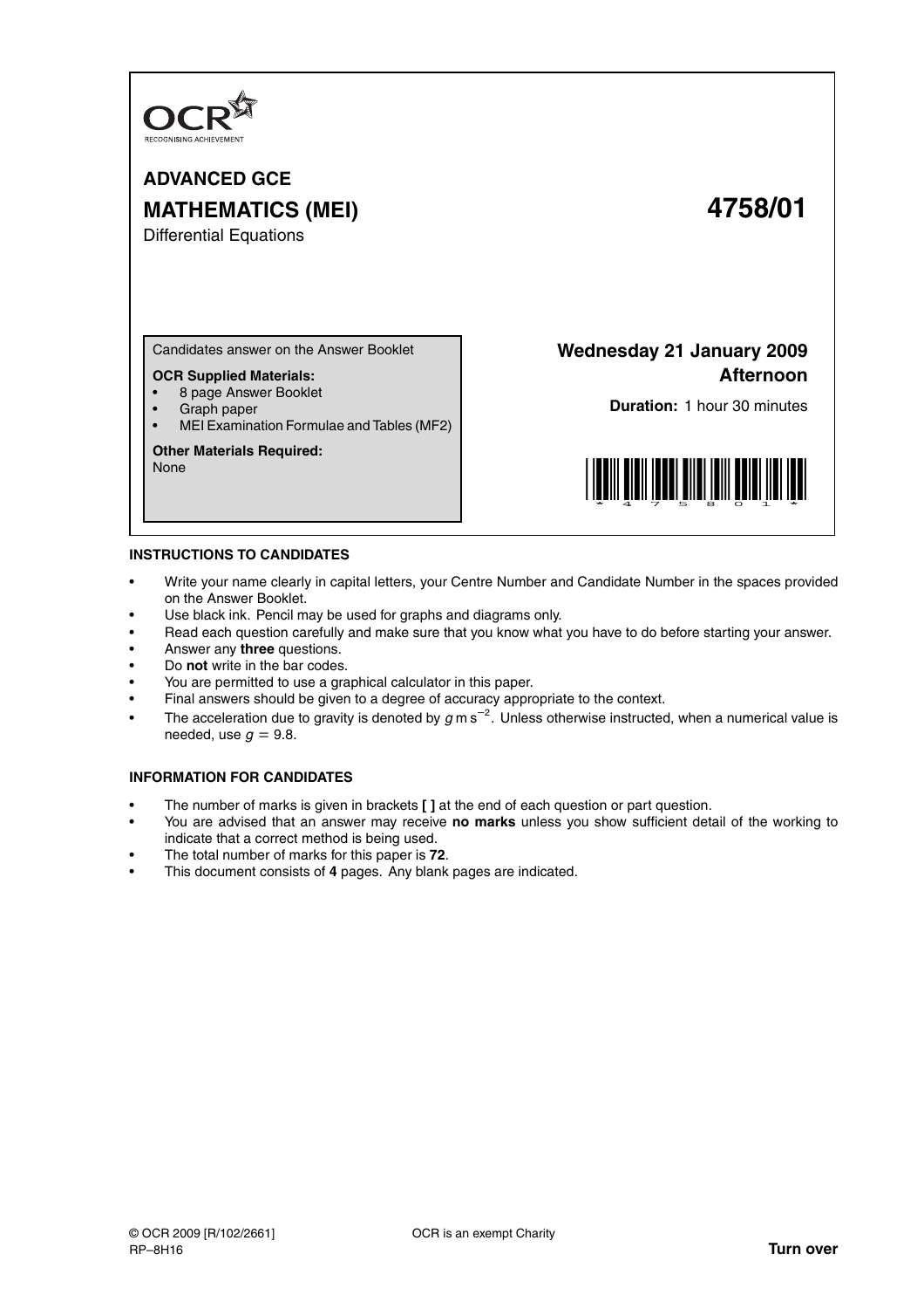OCR
RECOGNISING ACHIEVEMENT

# ADVANCED GCE

## MATHEMATICS (MEI) 4758/01

Differential Equations

Candidates answer on the Answer Booklet

**OCR Supplied Materials:**

- 8 page Answer Booklet
- Graph paper
- MEI Examination Formulae and Tables (MF2)

**Other Materials Required:**
None

**Wednesday 21 January 2009**
**Afternoon**

**Duration:** 1 hour 30 minutes

## INSTRUCTIONS TO CANDIDATES

- Write your name clearly in capital letters, your Centre Number and Candidate Number in the spaces provided on the Answer Booklet.
- Use black ink. Pencil may be used for graphs and diagrams only.
- Read each question carefully and make sure that you know what you have to do before starting your answer.
- Answer any **three** questions.
- Do **not** write in the bar codes.
- You are permitted to use a graphical calculator in this paper.
- Final answers should be given to a degree of accuracy appropriate to the context.
- The acceleration due to gravity is denoted by $g\,\text{m}\,\text{s}^{-2}$. Unless otherwise instructed, when a numerical value is needed, use $g = 9.8$.

## INFORMATION FOR CANDIDATES

- The number of marks is given in brackets **[ ]** at the end of each question or part question.
- You are advised that an answer may receive **no marks** unless you show sufficient detail of the working to indicate that a correct method is being used.
- The total number of marks for this paper is **72**.
- This document consists of **4** pages. Any blank pages are indicated.

© OCR 2009 [R/102/2661] OCR is an exempt Charity
RP–8H16 **Turn over**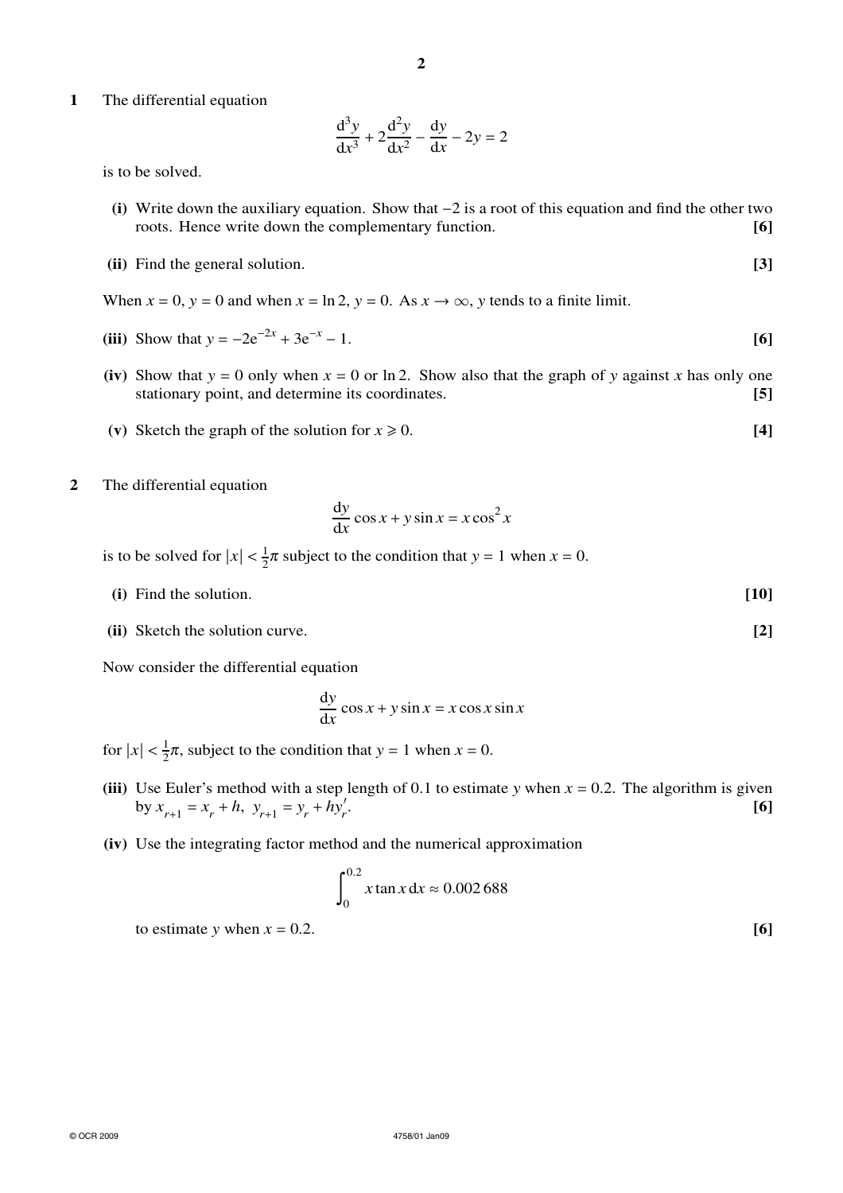**1** The differential equation

$$\frac{\mathrm{d}^3y}{\mathrm{d}x^3} + 2\frac{\mathrm{d}^2y}{\mathrm{d}x^2} - \frac{\mathrm{d}y}{\mathrm{d}x} - 2y = 2$$

is to be solved.

**(i)** Write down the auxiliary equation. Show that $-2$ is a root of this equation and find the other two roots. Hence write down the complementary function. **[6]**

**(ii)** Find the general solution. **[3]**

When $x = 0$, $y = 0$ and when $x = \ln 2$, $y = 0$. As $x \to \infty$, $y$ tends to a finite limit.

**(iii)** Show that $y = -2\mathrm{e}^{-2x} + 3\mathrm{e}^{-x} - 1$. **[6]**

**(iv)** Show that $y = 0$ only when $x = 0$ or $\ln 2$. Show also that the graph of $y$ against $x$ has only one stationary point, and determine its coordinates. **[5]**

**(v)** Sketch the graph of the solution for $x \geqslant 0$. **[4]**

**2** The differential equation

$$\frac{\mathrm{d}y}{\mathrm{d}x}\cos x + y\sin x = x\cos^2 x$$

is to be solved for $|x| < \frac{1}{2}\pi$ subject to the condition that $y = 1$ when $x = 0$.

**(i)** Find the solution. **[10]**

**(ii)** Sketch the solution curve. **[2]**

Now consider the differential equation

$$\frac{\mathrm{d}y}{\mathrm{d}x}\cos x + y\sin x = x\cos x\sin x$$

for $|x| < \frac{1}{2}\pi$, subject to the condition that $y = 1$ when $x = 0$.

**(iii)** Use Euler's method with a step length of 0.1 to estimate $y$ when $x = 0.2$. The algorithm is given by $x_{r+1} = x_r + h,\ y_{r+1} = y_r + hy'_r$. **[6]**

**(iv)** Use the integrating factor method and the numerical approximation

$$\int_0^{0.2} x\tan x\,\mathrm{d}x \approx 0.002\,688$$

to estimate $y$ when $x = 0.2$. **[6]**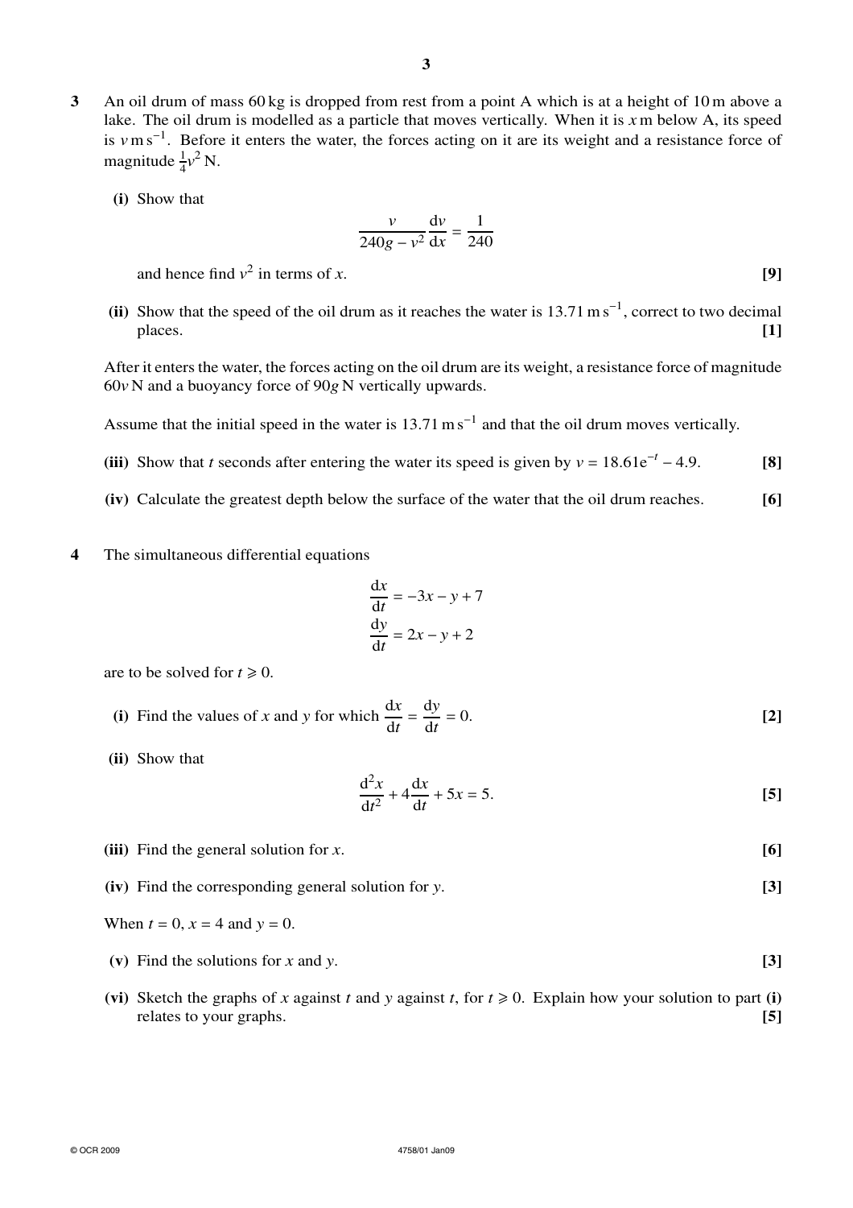**3** An oil drum of mass 60 kg is dropped from rest from a point A which is at a height of 10 m above a lake. The oil drum is modelled as a particle that moves vertically. When it is $x$ m below A, its speed is $v$ m s$^{-1}$. Before it enters the water, the forces acting on it are its weight and a resistance force of magnitude $\frac{1}{4}v^2$ N.

**(i)** Show that

$$\frac{v}{240g - v^2}\frac{\mathrm{d}v}{\mathrm{d}x} = \frac{1}{240}$$

and hence find $v^2$ in terms of $x$. **[9]**

**(ii)** Show that the speed of the oil drum as it reaches the water is 13.71 m s$^{-1}$, correct to two decimal places. **[1]**

After it enters the water, the forces acting on the oil drum are its weight, a resistance force of magnitude $60v$ N and a buoyancy force of $90g$ N vertically upwards.

Assume that the initial speed in the water is 13.71 m s$^{-1}$ and that the oil drum moves vertically.

**(iii)** Show that $t$ seconds after entering the water its speed is given by $v = 18.61\mathrm{e}^{-t} - 4.9$. **[8]**

**(iv)** Calculate the greatest depth below the surface of the water that the oil drum reaches. **[6]**

**4** The simultaneous differential equations

$$\frac{\mathrm{d}x}{\mathrm{d}t} = -3x - y + 7$$
$$\frac{\mathrm{d}y}{\mathrm{d}t} = 2x - y + 2$$

are to be solved for $t \geqslant 0$.

**(i)** Find the values of $x$ and $y$ for which $\frac{\mathrm{d}x}{\mathrm{d}t} = \frac{\mathrm{d}y}{\mathrm{d}t} = 0$. **[2]**

**(ii)** Show that

$$\frac{\mathrm{d}^2x}{\mathrm{d}t^2} + 4\frac{\mathrm{d}x}{\mathrm{d}t} + 5x = 5.$$ **[5]**

**(iii)** Find the general solution for $x$. **[6]**

**(iv)** Find the corresponding general solution for $y$. **[3]**

When $t = 0$, $x = 4$ and $y = 0$.

**(v)** Find the solutions for $x$ and $y$. **[3]**

**(vi)** Sketch the graphs of $x$ against $t$ and $y$ against $t$, for $t \geqslant 0$. Explain how your solution to part **(i)** relates to your graphs. **[5]**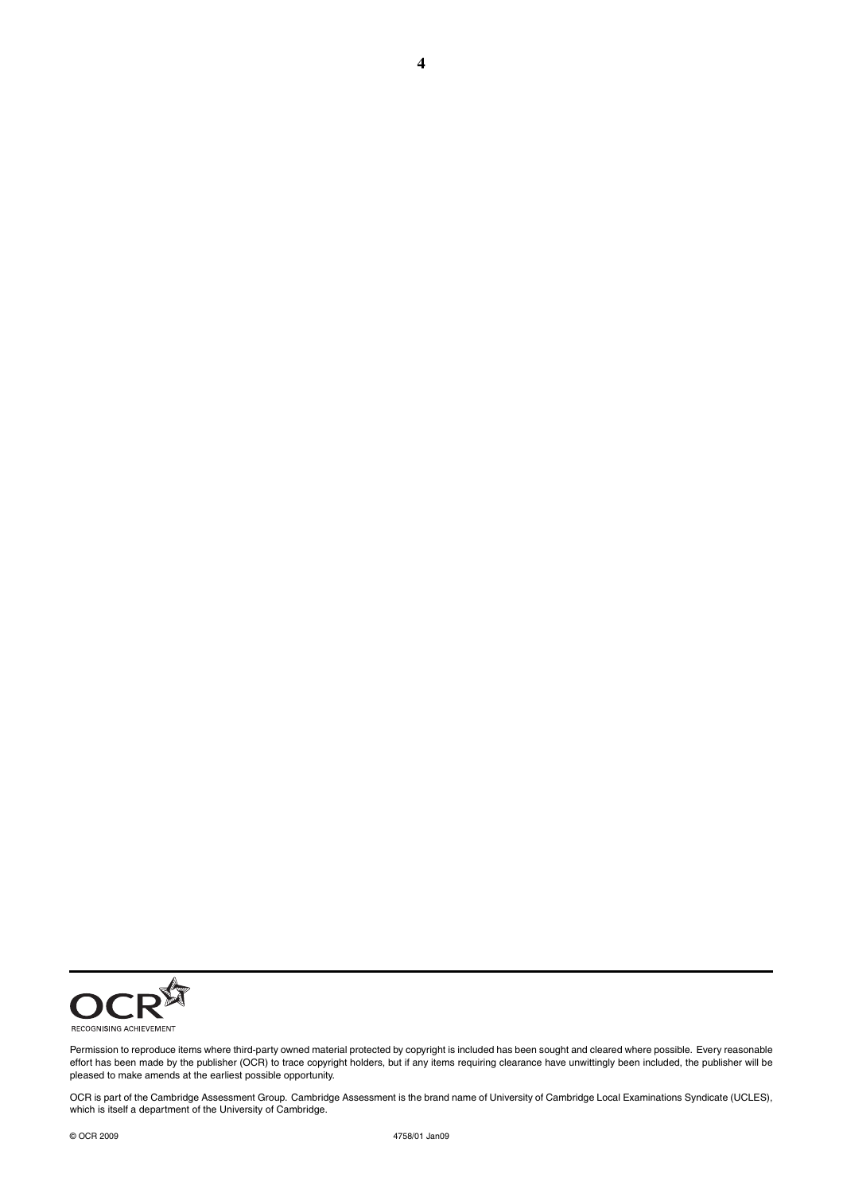Permission to reproduce items where third-party owned material protected by copyright is included has been sought and cleared where possible. Every reasonable effort has been made by the publisher (OCR) to trace copyright holders, but if any items requiring clearance have unwittingly been included, the publisher will be pleased to make amends at the earliest possible opportunity.

OCR is part of the Cambridge Assessment Group. Cambridge Assessment is the brand name of University of Cambridge Local Examinations Syndicate (UCLES), which is itself a department of the University of Cambridge.